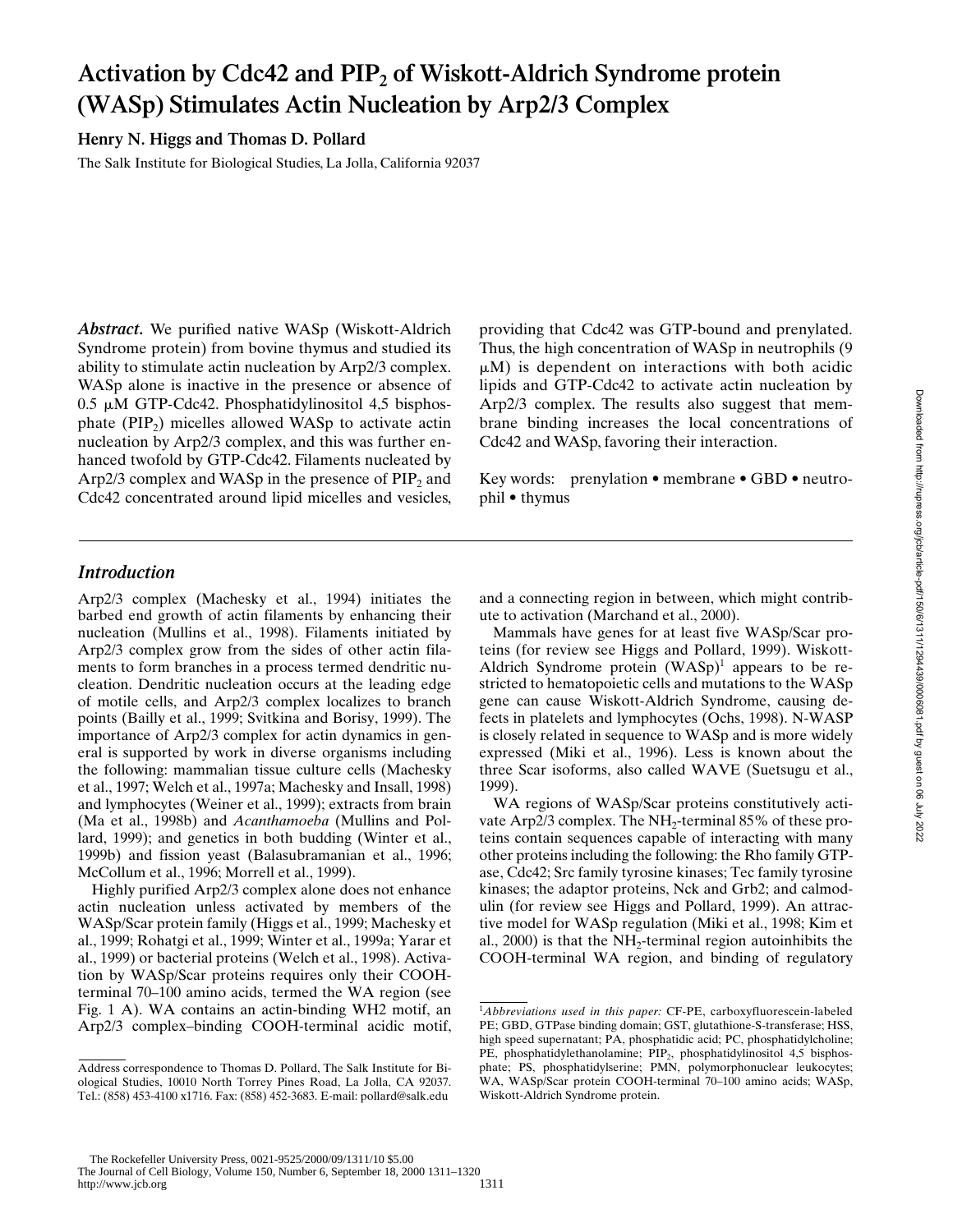# Activation by Cdc42 and $PIP_2$ of Wiskott-Aldrich Syndrome protein (WASp) Stimulates Actin Nucleation by Arp2/3 Complex

**Henry N. Higgs and Thomas D. Pollard**

The Salk Institute for Biological Studies, La Jolla, California 92037

***Abstract.*** We purified native WASp (Wiskott-Aldrich Syndrome protein) from bovine thymus and studied its ability to stimulate actin nucleation by Arp2/3 complex. WASp alone is inactive in the presence or absence of 0.5 μM GTP-Cdc42. Phosphatidylinositol 4,5 bisphosphate ($PIP_2$) micelles allowed WASp to activate actin nucleation by Arp2/3 complex, and this was further enhanced twofold by GTP-Cdc42. Filaments nucleated by Arp2/3 complex and WASp in the presence of $PIP_2$ and Cdc42 concentrated around lipid micelles and vesicles, providing that Cdc42 was GTP-bound and prenylated. Thus, the high concentration of WASp in neutrophils (9 μM) is dependent on interactions with both acidic lipids and GTP-Cdc42 to activate actin nucleation by Arp2/3 complex. The results also suggest that membrane binding increases the local concentrations of Cdc42 and WASp, favoring their interaction.

Key words: prenylation • membrane • GBD • neutrophil • thymus

## *Introduction*

Arp2/3 complex (Machesky et al., 1994) initiates the barbed end growth of actin filaments by enhancing their nucleation (Mullins et al., 1998). Filaments initiated by Arp2/3 complex grow from the sides of other actin filaments to form branches in a process termed dendritic nucleation. Dendritic nucleation occurs at the leading edge of motile cells, and Arp2/3 complex localizes to branch points (Bailly et al., 1999; Svitkina and Borisy, 1999). The importance of Arp2/3 complex for actin dynamics in general is supported by work in diverse organisms including the following: mammalian tissue culture cells (Machesky et al., 1997; Welch et al., 1997a; Machesky and Insall, 1998) and lymphocytes (Weiner et al., 1999); extracts from brain (Ma et al., 1998b) and *Acanthamoeba* (Mullins and Pollard, 1999); and genetics in both budding (Winter et al., 1999b) and fission yeast (Balasubramanian et al., 1996; McCollum et al., 1996; Morrell et al., 1999).

Highly purified Arp2/3 complex alone does not enhance actin nucleation unless activated by members of the WASp/Scar protein family (Higgs et al., 1999; Machesky et al., 1999; Rohatgi et al., 1999; Winter et al., 1999a; Yarar et al., 1999) or bacterial proteins (Welch et al., 1998). Activation by WASp/Scar proteins requires only their COOH-terminal 70–100 amino acids, termed the WA region (see Fig. 1 A). WA contains an actin-binding WH2 motif, an Arp2/3 complex–binding COOH-terminal acidic motif, and a connecting region in between, which might contribute to activation (Marchand et al., 2000).

Mammals have genes for at least five WASp/Scar proteins (for review see Higgs and Pollard, 1999). Wiskott-Aldrich Syndrome protein (WASp)[1] appears to be restricted to hematopoietic cells and mutations to the WASp gene can cause Wiskott-Aldrich Syndrome, causing defects in platelets and lymphocytes (Ochs, 1998). N-WASP is closely related in sequence to WASp and is more widely expressed (Miki et al., 1996). Less is known about the three Scar isoforms, also called WAVE (Suetsugu et al., 1999).

WA regions of WASp/Scar proteins constitutively activate Arp2/3 complex. The $NH_2$-terminal 85% of these proteins contain sequences capable of interacting with many other proteins including the following: the Rho family GTPase, Cdc42; Src family tyrosine kinases; Tec family tyrosine kinases; the adaptor proteins, Nck and Grb2; and calmodulin (for review see Higgs and Pollard, 1999). An attractive model for WASp regulation (Miki et al., 1998; Kim et al., 2000) is that the $NH_2$-terminal region autoinhibits the COOH-terminal WA region, and binding of regulatory

---

Address correspondence to Thomas D. Pollard, The Salk Institute for Biological Studies, 10010 North Torrey Pines Road, La Jolla, CA 92037. Tel.: (858) 453-4100 x1716. Fax: (858) 452-3683. E-mail: pollard@salk.edu

[1] *Abbreviations used in this paper:* CF-PE, carboxyfluorescein-labeled PE; GBD, GTPase binding domain; GST, glutathione-S-transferase; HSS, high speed supernatant; PA, phosphatidic acid; PC, phosphatidylcholine; PE, phosphatidylethanolamine; $PIP_2$, phosphatidylinositol 4,5 bisphosphate; PS, phosphatidylserine; PMN, polymorphonuclear leukocytes; WA, WASp/Scar protein COOH-terminal 70–100 amino acids; WASp, Wiskott-Aldrich Syndrome protein.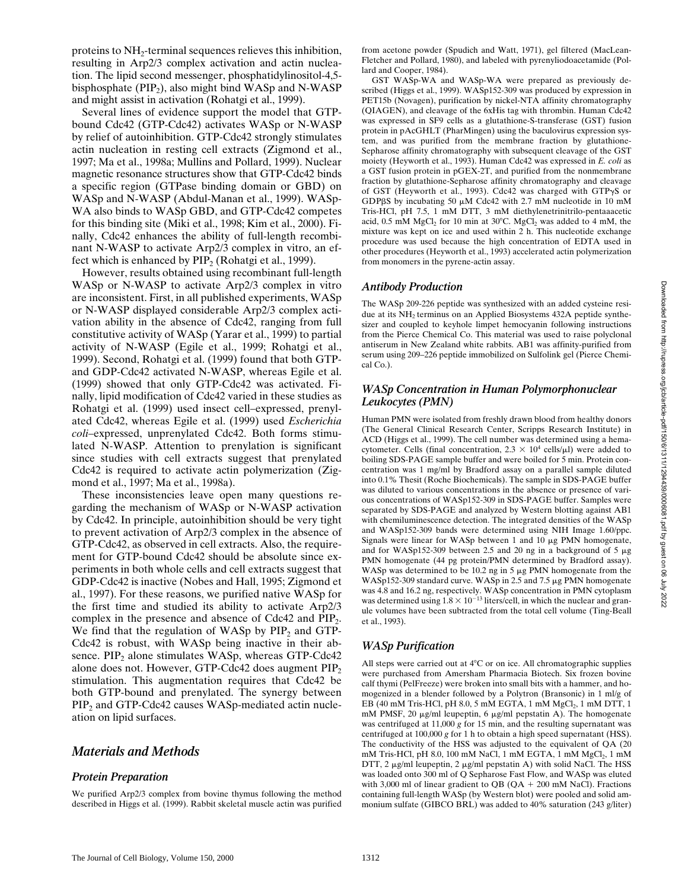proteins to $NH_2$-terminal sequences relieves this inhibition, resulting in Arp2/3 complex activation and actin nucleation. The lipid second messenger, phosphatidylinositol-4,5-bisphosphate ($PIP_2$), also might bind WASp and N-WASP and might assist in activation (Rohatgi et al., 1999).

Several lines of evidence support the model that GTP-bound Cdc42 (GTP-Cdc42) activates WASp or N-WASP by relief of autoinhibition. GTP-Cdc42 strongly stimulates actin nucleation in resting cell extracts (Zigmond et al., 1997; Ma et al., 1998a; Mullins and Pollard, 1999). Nuclear magnetic resonance structures show that GTP-Cdc42 binds a specific region (GTPase binding domain or GBD) on WASp and N-WASP (Abdul-Manan et al., 1999). WASp-WA also binds to WASp GBD, and GTP-Cdc42 competes for this binding site (Miki et al., 1998; Kim et al., 2000). Finally, Cdc42 enhances the ability of full-length recombinant N-WASP to activate Arp2/3 complex in vitro, an effect which is enhanced by $PIP_2$ (Rohatgi et al., 1999).

However, results obtained using recombinant full-length WASp or N-WASP to activate Arp2/3 complex in vitro are inconsistent. First, in all published experiments, WASp or N-WASP displayed considerable Arp2/3 complex activation ability in the absence of Cdc42, ranging from full constitutive activity of WASp (Yarar et al., 1999) to partial activity of N-WASP (Egile et al., 1999; Rohatgi et al., 1999). Second, Rohatgi et al. (1999) found that both GTP- and GDP-Cdc42 activated N-WASP, whereas Egile et al. (1999) showed that only GTP-Cdc42 was activated. Finally, lipid modification of Cdc42 varied in these studies as Rohatgi et al. (1999) used insect cell–expressed, prenylated Cdc42, whereas Egile et al. (1999) used *Escherichia coli*–expressed, unprenylated Cdc42. Both forms stimulated N-WASP. Attention to prenylation is significant since studies with cell extracts suggest that prenylated Cdc42 is required to activate actin polymerization (Zigmond et al., 1997; Ma et al., 1998a).

These inconsistencies leave open many questions regarding the mechanism of WASp or N-WASP activation by Cdc42. In principle, autoinhibition should be very tight to prevent activation of Arp2/3 complex in the absence of GTP-Cdc42, as observed in cell extracts. Also, the requirement for GTP-bound Cdc42 should be absolute since experiments in both whole cells and cell extracts suggest that GDP-Cdc42 is inactive (Nobes and Hall, 1995; Zigmond et al., 1997). For these reasons, we purified native WASp for the first time and studied its ability to activate Arp2/3 complex in the presence and absence of Cdc42 and $PIP_2$. We find that the regulation of WASp by $PIP_2$ and GTP-Cdc42 is robust, with WASp being inactive in their absence. $PIP_2$ alone stimulates WASp, whereas GTP-Cdc42 alone does not. However, GTP-Cdc42 does augment $PIP_2$ stimulation. This augmentation requires that Cdc42 be both GTP-bound and prenylated. The synergy between $PIP_2$ and GTP-Cdc42 causes WASp-mediated actin nucleation on lipid surfaces.

# *Materials and Methods*

## *Protein Preparation*

We purified Arp2/3 complex from bovine thymus following the method described in Higgs et al. (1999). Rabbit skeletal muscle actin was purified from acetone powder (Spudich and Watt, 1971), gel filtered (MacLean-Fletcher and Pollard, 1980), and labeled with pyrenyliodoacetamide (Pollard and Cooper, 1984).

GST WASp-WA and WASp-WA were prepared as previously described (Higgs et al., 1999). WASp152-309 was produced by expression in PET15b (Novagen), purification by nickel-NTA affinity chromatography (QIAGEN), and cleavage of the 6xHis tag with thrombin. Human Cdc42 was expressed in SF9 cells as a glutathione-S-transferase (GST) fusion protein in pAcGHLT (PharMingen) using the baculovirus expression system, and was purified from the membrane fraction by glutathione-Sepharose affinity chromatography with subsequent cleavage of the GST moiety (Heyworth et al., 1993). Human Cdc42 was expressed in *E. coli* as a GST fusion protein in pGEX-2T, and purified from the nonmembrane fraction by glutathione-Sepharose affinity chromatography and cleavage of GST (Heyworth et al., 1993). Cdc42 was charged with GTPγS or GDPβS by incubating 50 μM Cdc42 with 2.7 mM nucleotide in 10 mM Tris-HCl, pH 7.5, 1 mM DTT, 3 mM diethylenetrinitrilo-pentaacetic acid, 0.5 mM $MgCl_2$ for 10 min at 30°C. $MgCl_2$ was added to 4 mM, the mixture was kept on ice and used within 2 h. This nucleotide exchange procedure was used because the high concentration of EDTA used in other procedures (Heyworth et al., 1993) accelerated actin polymerization from monomers in the pyrene-actin assay.

## *Antibody Production*

The WASp 209-226 peptide was synthesized with an added cysteine residue at its $NH_2$ terminus on an Applied Biosystems 432A peptide synthesizer and coupled to keyhole limpet hemocyanin following instructions from the Pierce Chemical Co. This material was used to raise polyclonal antiserum in New Zealand white rabbits. AB1 was affinity-purified from serum using 209–226 peptide immobilized on Sulfolink gel (Pierce Chemical Co.).

## *WASp Concentration in Human Polymorphonuclear Leukocytes (PMN)*

Human PMN were isolated from freshly drawn blood from healthy donors (The General Clinical Research Center, Scripps Research Institute) in ACD (Higgs et al., 1999). The cell number was determined using a hemacytometer. Cells (final concentration, $2.3 \times 10^4$ cells/μl) were added to boiling SDS-PAGE sample buffer and were boiled for 5 min. Protein concentration was 1 mg/ml by Bradford assay on a parallel sample diluted into 0.1% Thesit (Roche Biochemicals). The sample in SDS-PAGE buffer was diluted to various concentrations in the absence or presence of various concentrations of WASp152-309 in SDS-PAGE buffer. Samples were separated by SDS-PAGE and analyzed by Western blotting against AB1 with chemiluminescence detection. The integrated densities of the WASp and WASp152-309 bands were determined using NIH Image 1.60/ppc. Signals were linear for WASp between 1 and 10 μg PMN homogenate, and for WASp152-309 between 2.5 and 20 ng in a background of 5 μg PMN homogenate (44 pg protein/PMN determined by Bradford assay). WASp was determined to be 10.2 ng in 5 μg PMN homogenate from the WASp152-309 standard curve. WASp in 2.5 and 7.5 μg PMN homogenate was 4.8 and 16.2 ng, respectively. WASp concentration in PMN cytoplasm was determined using $1.8 \times 10^{-13}$ liters/cell, in which the nuclear and granule volumes have been subtracted from the total cell volume (Ting-Beall et al., 1993).

## *WASp Purification*

All steps were carried out at 4°C or on ice. All chromatographic supplies were purchased from Amersham Pharmacia Biotech. Six frozen bovine calf thymi (PelFreeze) were broken into small bits with a hammer, and homogenized in a blender followed by a Polytron (Bransonic) in 1 ml/g of EB (40 mM Tris-HCl, pH 8.0, 5 mM EGTA, 1 mM $MgCl_2$, 1 mM DTT, 1 mM PMSF, 20 μg/ml leupeptin, 6 μg/ml pepstatin A). The homogenate was centrifuged at 11,000 *g* for 15 min, and the resulting supernatant was centrifuged at 100,000 *g* for 1 h to obtain a high speed supernatant (HSS). The conductivity of the HSS was adjusted to the equivalent of QA (20 mM Tris-HCl, pH 8.0, 100 mM NaCl, 1 mM EGTA, 1 mM $MgCl_2$, 1 mM DTT, 2 μg/ml leupeptin, 2 μg/ml pepstatin A) with solid NaCl. The HSS was loaded onto 300 ml of Q Sepharose Fast Flow, and WASp was eluted with 3,000 ml of linear gradient to QB (QA + 200 mM NaCl). Fractions containing full-length WASp (by Western blot) were pooled and solid ammonium sulfate (GIBCO BRL) was added to 40% saturation (243 g/liter)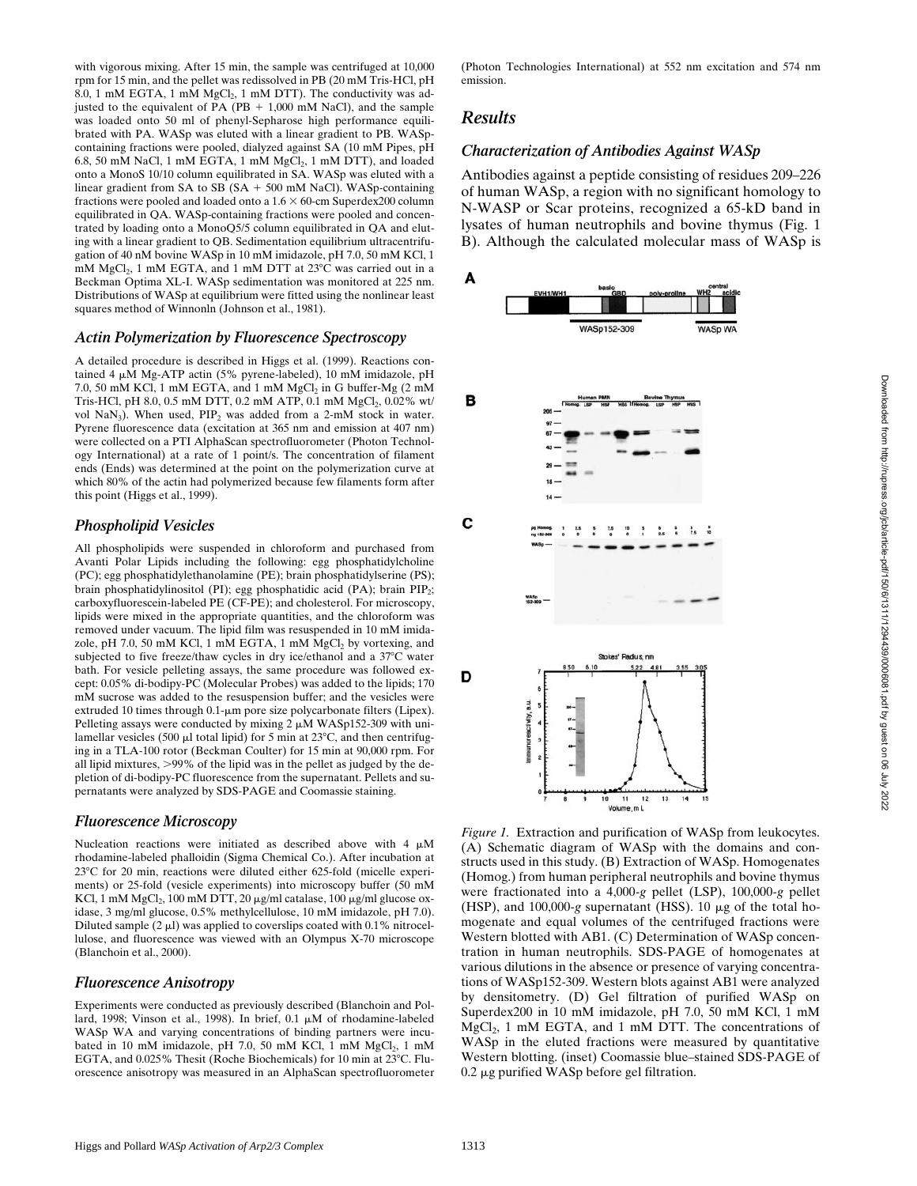with vigorous mixing. After 15 min, the sample was centrifuged at 10,000 rpm for 15 min, and the pellet was redissolved in PB (20 mM Tris-HCl, pH 8.0, 1 mM EGTA, 1 mM $MgCl_2$, 1 mM DTT). The conductivity was adjusted to the equivalent of PA (PB + 1,000 mM NaCl), and the sample was loaded onto 50 ml of phenyl-Sepharose high performance equilibrated with PA. WASp was eluted with a linear gradient to PB. WASp-containing fractions were pooled, dialyzed against SA (10 mM Pipes, pH 6.8, 50 mM NaCl, 1 mM EGTA, 1 mM $MgCl_2$, 1 mM DTT), and loaded onto a MonoS 10/10 column equilibrated in SA. WASp was eluted with a linear gradient from SA to SB (SA + 500 mM NaCl). WASp-containing fractions were pooled and loaded onto a 1.6 × 60-cm Superdex200 column equilibrated in QA. WASp-containing fractions were pooled and concentrated by loading onto a MonoQ5/5 column equilibrated in QA and eluting with a linear gradient to QB. Sedimentation equilibrium ultracentrifugation of 40 nM bovine WASp in 10 mM imidazole, pH 7.0, 50 mM KCl, 1 mM $MgCl_2$, 1 mM EGTA, and 1 mM DTT at 23°C was carried out in a Beckman Optima XL-I. WASp sedimentation was monitored at 225 nm. Distributions of WASp at equilibrium were fitted using the nonlinear least squares method of Winnonln (Johnson et al., 1981).

### Actin Polymerization by Fluorescence Spectroscopy

A detailed procedure is described in Higgs et al. (1999). Reactions contained 4 μM Mg-ATP actin (5% pyrene-labeled), 10 mM imidazole, pH 7.0, 50 mM KCl, 1 mM EGTA, and 1 mM $MgCl_2$ in G buffer-Mg (2 mM Tris-HCl, pH 8.0, 0.5 mM DTT, 0.2 mM ATP, 0.1 mM $MgCl_2$, 0.02% wt/vol $NaN_3$). When used, $PIP_2$ was added from a 2-mM stock in water. Pyrene fluorescence data (excitation at 365 nm and emission at 407 nm) were collected on a PTI AlphaScan spectrofluorometer (Photon Technology International) at a rate of 1 point/s. The concentration of filament ends (Ends) was determined at the point on the polymerization curve at which 80% of the actin had polymerized because few filaments form after this point (Higgs et al., 1999).

### Phospholipid Vesicles

All phospholipids were suspended in chloroform and purchased from Avanti Polar Lipids including the following: egg phosphatidylcholine (PC); egg phosphatidylethanolamine (PE); brain phosphatidylserine (PS); brain phosphatidylinositol (PI); egg phosphatidic acid (PA); brain $PIP_2$; carboxyfluorescein-labeled PE (CF-PE); and cholesterol. For microscopy, lipids were mixed in the appropriate quantities, and the chloroform was removed under vacuum. The lipid film was resuspended in 10 mM imidazole, pH 7.0, 50 mM KCl, 1 mM EGTA, 1 mM $MgCl_2$ by vortexing, and subjected to five freeze/thaw cycles in dry ice/ethanol and a 37°C water bath. For vesicle pelleting assays, the same procedure was followed except: 0.05% di-bodipy-PC (Molecular Probes) was added to the lipids; 170 mM sucrose was added to the resuspension buffer; and the vesicles were extruded 10 times through 0.1-μm pore size polycarbonate filters (Lipex). Pelleting assays were conducted by mixing 2 μM WASp152-309 with unilamellar vesicles (500 μl total lipid) for 5 min at 23°C, and then centrifuging in a TLA-100 rotor (Beckman Coulter) for 15 min at 90,000 rpm. For all lipid mixtures, >99% of the lipid was in the pellet as judged by the depletion of di-bodipy-PC fluorescence from the supernatant. Pellets and supernatants were analyzed by SDS-PAGE and Coomassie staining.

### Fluorescence Microscopy

Nucleation reactions were initiated as described above with 4 μM rhodamine-labeled phalloidin (Sigma Chemical Co.). After incubation at 23°C for 20 min, reactions were diluted either 625-fold (micelle experiments) or 25-fold (vesicle experiments) into microscopy buffer (50 mM KCl, 1 mM $MgCl_2$, 100 mM DTT, 20 μg/ml catalase, 100 μg/ml glucose oxidase, 3 mg/ml glucose, 0.5% methylcellulose, 10 mM imidazole, pH 7.0). Diluted sample (2 μl) was applied to coverslips coated with 0.1% nitrocellulose, and fluorescence was viewed with an Olympus X-70 microscope (Blanchoin et al., 2000).

### Fluorescence Anisotropy

Experiments were conducted as previously described (Blanchoin and Pollard, 1998; Vinson et al., 1998). In brief, 0.1 μM of rhodamine-labeled WASp WA and varying concentrations of binding partners were incubated in 10 mM imidazole, pH 7.0, 50 mM KCl, 1 mM $MgCl_2$, 1 mM EGTA, and 0.025% Thesit (Roche Biochemicals) for 10 min at 23°C. Fluorescence anisotropy was measured in an AlphaScan spectrofluorometer (Photon Technologies International) at 552 nm excitation and 574 nm emission.

## Results

### Characterization of Antibodies Against WASp

Antibodies against a peptide consisting of residues 209–226 of human WASp, a region with no significant homology to N-WASP or Scar proteins, recognized a 65-kD band in lysates of human neutrophils and bovine thymus (Fig. 1 B). Although the calculated molecular mass of WASp is

*Figure 1.* Extraction and purification of WASp from leukocytes. (A) Schematic diagram of WASp with the domains and constructs used in this study. (B) Extraction of WASp. Homogenates (Homog.) from human peripheral neutrophils and bovine thymus were fractionated into a 4,000-*g* pellet (LSP), 100,000-*g* pellet (HSP), and 100,000-*g* supernatant (HSS). 10 μg of the total homogenate and equal volumes of the centrifuged fractions were Western blotted with AB1. (C) Determination of WASp concentration in human neutrophils. SDS-PAGE of homogenates at various dilutions in the absence or presence of varying concentrations of WASp152-309. Western blots against AB1 were analyzed by densitometry. (D) Gel filtration of purified WASp on Superdex200 in 10 mM imidazole, pH 7.0, 50 mM KCl, 1 mM $MgCl_2$, 1 mM EGTA, and 1 mM DTT. The concentrations of WASp in the eluted fractions were measured by quantitative Western blotting. (inset) Coomassie blue–stained SDS-PAGE of 0.2 μg purified WASp before gel filtration.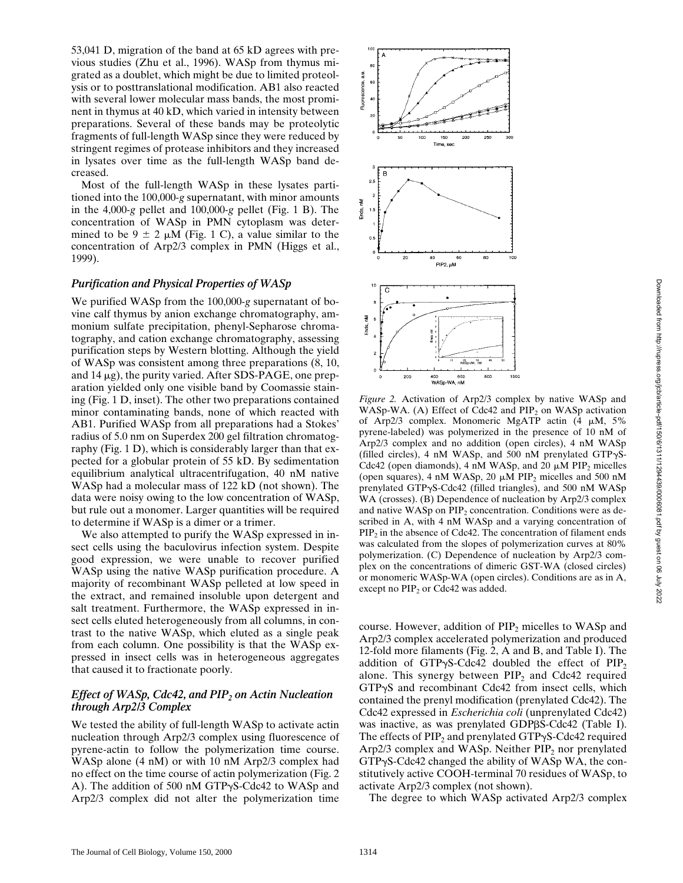53,041 D, migration of the band at 65 kD agrees with previous studies (Zhu et al., 1996). WASp from thymus migrated as a doublet, which might be due to limited proteolysis or to posttranslational modification. AB1 also reacted with several lower molecular mass bands, the most prominent in thymus at 40 kD, which varied in intensity between preparations. Several of these bands may be proteolytic fragments of full-length WASp since they were reduced by stringent regimes of protease inhibitors and they increased in lysates over time as the full-length WASp band decreased.

Most of the full-length WASp in these lysates partitioned into the 100,000-*g* supernatant, with minor amounts in the 4,000-*g* pellet and 100,000-*g* pellet (Fig. 1 B). The concentration of WASp in PMN cytoplasm was determined to be $9 \pm 2$ μM (Fig. 1 C), a value similar to the concentration of Arp2/3 complex in PMN (Higgs et al., 1999).

### *Purification and Physical Properties of WASp*

We purified WASp from the 100,000-*g* supernatant of bovine calf thymus by anion exchange chromatography, ammonium sulfate precipitation, phenyl-Sepharose chromatography, and cation exchange chromatography, assessing purification steps by Western blotting. Although the yield of WASp was consistent among three preparations (8, 10, and 14 μg), the purity varied. After SDS-PAGE, one preparation yielded only one visible band by Coomassie staining (Fig. 1 D, inset). The other two preparations contained minor contaminating bands, none of which reacted with AB1. Purified WASp from all preparations had a Stokes' radius of 5.0 nm on Superdex 200 gel filtration chromatography (Fig. 1 D), which is considerably larger than that expected for a globular protein of 55 kD. By sedimentation equilibrium analytical ultracentrifugation, 40 nM native WASp had a molecular mass of 122 kD (not shown). The data were noisy owing to the low concentration of WASp, but rule out a monomer. Larger quantities will be required to determine if WASp is a dimer or a trimer.

We also attempted to purify the WASp expressed in insect cells using the baculovirus infection system. Despite good expression, we were unable to recover purified WASp using the native WASp purification procedure. A majority of recombinant WASp pelleted at low speed in the extract, and remained insoluble upon detergent and salt treatment. Furthermore, the WASp expressed in insect cells eluted heterogeneously from all columns, in contrast to the native WASp, which eluted as a single peak from each column. One possibility is that the WASp expressed in insect cells was in heterogeneous aggregates that caused it to fractionate poorly.

### *Effect of WASp, Cdc42, and $PIP_2$ on Actin Nucleation through Arp2/3 Complex*

We tested the ability of full-length WASp to activate actin nucleation through Arp2/3 complex using fluorescence of pyrene-actin to follow the polymerization time course. WASp alone (4 nM) or with 10 nM Arp2/3 complex had no effect on the time course of actin polymerization (Fig. 2 A). The addition of 500 nM GTPγS-Cdc42 to WASp and Arp2/3 complex did not alter the polymerization time course. However, addition of $PIP_2$ micelles to WASp and Arp2/3 complex accelerated polymerization and produced 12-fold more filaments (Fig. 2, A and B, and Table I). The addition of GTPγS-Cdc42 doubled the effect of $PIP_2$ alone. This synergy between $PIP_2$ and Cdc42 required GTPγS and recombinant Cdc42 from insect cells, which contained the prenyl modification (prenylated Cdc42). The Cdc42 expressed in *Escherichia coli* (unprenylated Cdc42) was inactive, as was prenylated GDPβS-Cdc42 (Table I). The effects of $PIP_2$ and prenylated GTPγS-Cdc42 required Arp2/3 complex and WASp. Neither $PIP_2$ nor prenylated GTPγS-Cdc42 changed the ability of WASp WA, the constitutively active COOH-terminal 70 residues of WASp, to activate Arp2/3 complex (not shown).

The degree to which WASp activated Arp2/3 complex

*Figure 2.* Activation of Arp2/3 complex by native WASp and WASp-WA. (A) Effect of Cdc42 and $PIP_2$ on WASp activation of Arp2/3 complex. Monomeric MgATP actin (4 μM, 5% pyrene-labeled) was polymerized in the presence of 10 nM of Arp2/3 complex and no addition (open circles), 4 nM WASp (filled circles), 4 nM WASp, and 500 nM prenylated GTPγS-Cdc42 (open diamonds), 4 nM WASp, and 20 μM $PIP_2$ micelles (open squares), 4 nM WASp, 20 μM $PIP_2$ micelles and 500 nM prenylated GTPγS-Cdc42 (filled triangles), and 500 nM WASp WA (crosses). (B) Dependence of nucleation by Arp2/3 complex and native WASp on $PIP_2$ concentration. Conditions were as described in A, with 4 nM WASp and a varying concentration of $PIP_2$ in the absence of Cdc42. The concentration of filament ends was calculated from the slopes of polymerization curves at 80% polymerization. (C) Dependence of nucleation by Arp2/3 complex on the concentrations of dimeric GST-WA (closed circles) or monomeric WASp-WA (open circles). Conditions are as in A, except no $PIP_2$ or Cdc42 was added.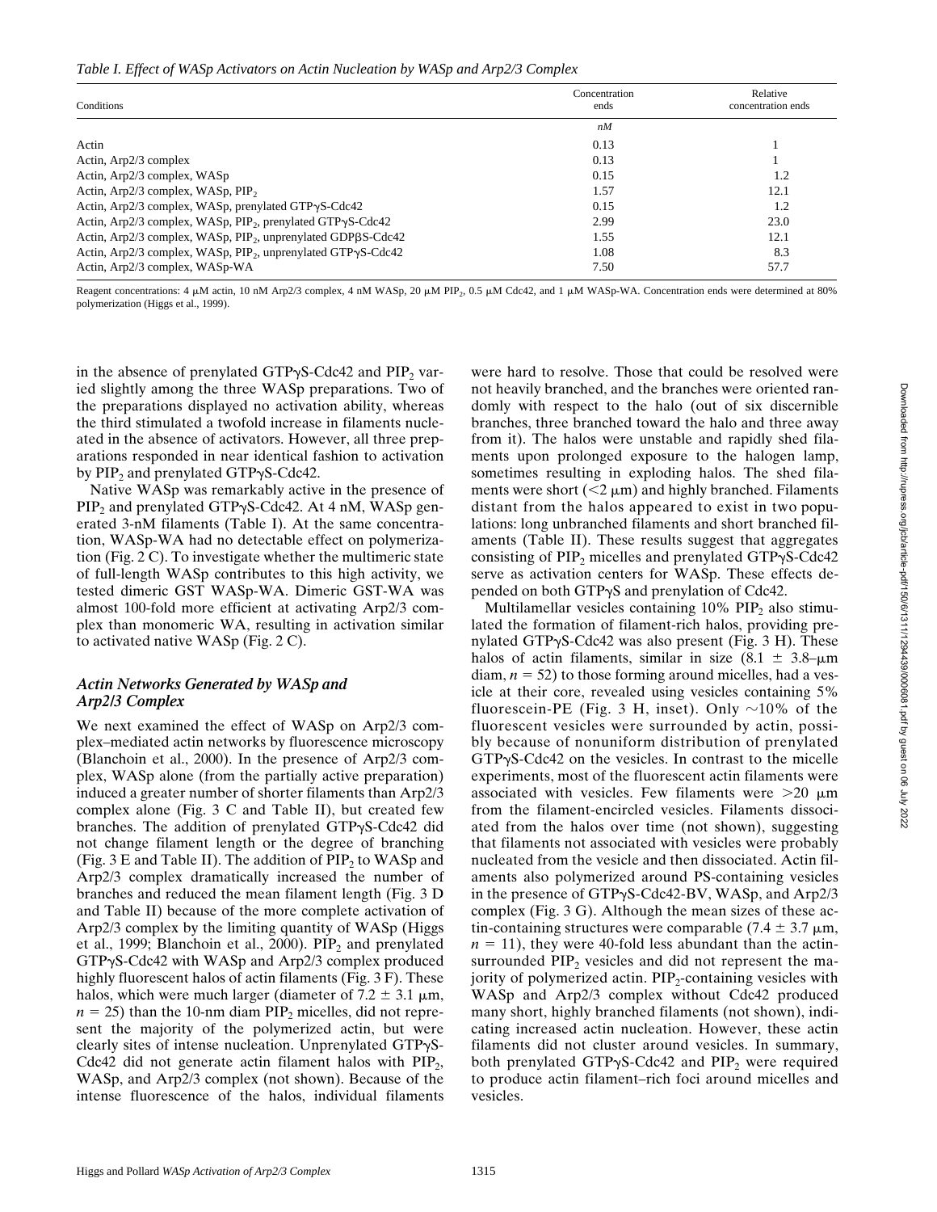*Table I. Effect of WASp Activators on Actin Nucleation by WASp and Arp2/3 Complex*

| Conditions | Concentration ends | Relative concentration ends |
|---|---|---|
| | *nM* | |
| Actin | 0.13 | 1 |
| Actin, Arp2/3 complex | 0.13 | 1 |
| Actin, Arp2/3 complex, WASp | 0.15 | 1.2 |
| Actin, Arp2/3 complex, WASp, $PIP_2$ | 1.57 | 12.1 |
| Actin, Arp2/3 complex, WASp, prenylated GTPγS-Cdc42 | 0.15 | 1.2 |
| Actin, Arp2/3 complex, WASp, $PIP_2$, prenylated GTPγS-Cdc42 | 2.99 | 23.0 |
| Actin, Arp2/3 complex, WASp, $PIP_2$, unprenylated GDPβS-Cdc42 | 1.55 | 12.1 |
| Actin, Arp2/3 complex, WASp, $PIP_2$, unprenylated GTPγS-Cdc42 | 1.08 | 8.3 |
| Actin, Arp2/3 complex, WASp-WA | 7.50 | 57.7 |

Reagent concentrations: 4 μM actin, 10 nM Arp2/3 complex, 4 nM WASp, 20 μM $PIP_2$, 0.5 μM Cdc42, and 1 μM WASp-WA. Concentration ends were determined at 80% polymerization (Higgs et al., 1999).

in the absence of prenylated GTPγS-Cdc42 and $PIP_2$ varied slightly among the three WASp preparations. Two of the preparations displayed no activation ability, whereas the third stimulated a twofold increase in filaments nucleated in the absence of activators. However, all three preparations responded in near identical fashion to activation by $PIP_2$ and prenylated GTPγS-Cdc42.

Native WASp was remarkably active in the presence of $PIP_2$ and prenylated GTPγS-Cdc42. At 4 nM, WASp generated 3-nM filaments (Table I). At the same concentration, WASp-WA had no detectable effect on polymerization (Fig. 2 C). To investigate whether the multimeric state of full-length WASp contributes to this high activity, we tested dimeric GST WASp-WA. Dimeric GST-WA was almost 100-fold more efficient at activating Arp2/3 complex than monomeric WA, resulting in activation similar to activated native WASp (Fig. 2 C).

### *Actin Networks Generated by WASp and Arp2/3 Complex*

We next examined the effect of WASp on Arp2/3 complex–mediated actin networks by fluorescence microscopy (Blanchoin et al., 2000). In the presence of Arp2/3 complex, WASp alone (from the partially active preparation) induced a greater number of shorter filaments than Arp2/3 complex alone (Fig. 3 C and Table II), but created few branches. The addition of prenylated GTPγS-Cdc42 did not change filament length or the degree of branching (Fig. 3 E and Table II). The addition of $PIP_2$ to WASp and Arp2/3 complex dramatically increased the number of branches and reduced the mean filament length (Fig. 3 D and Table II) because of the more complete activation of Arp2/3 complex by the limiting quantity of WASp (Higgs et al., 1999; Blanchoin et al., 2000). $PIP_2$ and prenylated GTPγS-Cdc42 with WASp and Arp2/3 complex produced highly fluorescent halos of actin filaments (Fig. 3 F). These halos, which were much larger (diameter of 7.2 ± 3.1 μm, $n = 25$) than the 10-nm diam $PIP_2$ micelles, did not represent the majority of the polymerized actin, but were clearly sites of intense nucleation. Unprenylated GTPγS-Cdc42 did not generate actin filament halos with $PIP_2$, WASp, and Arp2/3 complex (not shown). Because of the intense fluorescence of the halos, individual filaments were hard to resolve. Those that could be resolved were not heavily branched, and the branches were oriented randomly with respect to the halo (out of six discernible branches, three branched toward the halo and three away from it). The halos were unstable and rapidly shed filaments upon prolonged exposure to the halogen lamp, sometimes resulting in exploding halos. The shed filaments were short (<2 μm) and highly branched. Filaments distant from the halos appeared to exist in two populations: long unbranched filaments and short branched filaments (Table II). These results suggest that aggregates consisting of $PIP_2$ micelles and prenylated GTPγS-Cdc42 serve as activation centers for WASp. These effects depended on both GTPγS and prenylation of Cdc42.

Multilamellar vesicles containing 10% $PIP_2$ also stimulated the formation of filament-rich halos, providing prenylated GTPγS-Cdc42 was also present (Fig. 3 H). These halos of actin filaments, similar in size (8.1 ± 3.8–μm diam, $n = 52$) to those forming around micelles, had a vesicle at their core, revealed using vesicles containing 5% fluorescein-PE (Fig. 3 H, inset). Only ~10% of the fluorescent vesicles were surrounded by actin, possibly because of nonuniform distribution of prenylated GTPγS-Cdc42 on the vesicles. In contrast to the micelle experiments, most of the fluorescent actin filaments were associated with vesicles. Few filaments were >20 μm from the filament-encircled vesicles. Filaments dissociated from the halos over time (not shown), suggesting that filaments not associated with vesicles were probably nucleated from the vesicle and then dissociated. Actin filaments also polymerized around PS-containing vesicles in the presence of GTPγS-Cdc42-BV, WASp, and Arp2/3 complex (Fig. 3 G). Although the mean sizes of these actin-containing structures were comparable (7.4 ± 3.7 μm, $n = 11$), they were 40-fold less abundant than the actin-surrounded $PIP_2$ vesicles and did not represent the majority of polymerized actin. $PIP_2$-containing vesicles with WASp and Arp2/3 complex without Cdc42 produced many short, highly branched filaments (not shown), indicating increased actin nucleation. However, these actin filaments did not cluster around vesicles. In summary, both prenylated GTPγS-Cdc42 and $PIP_2$ were required to produce actin filament–rich foci around micelles and vesicles.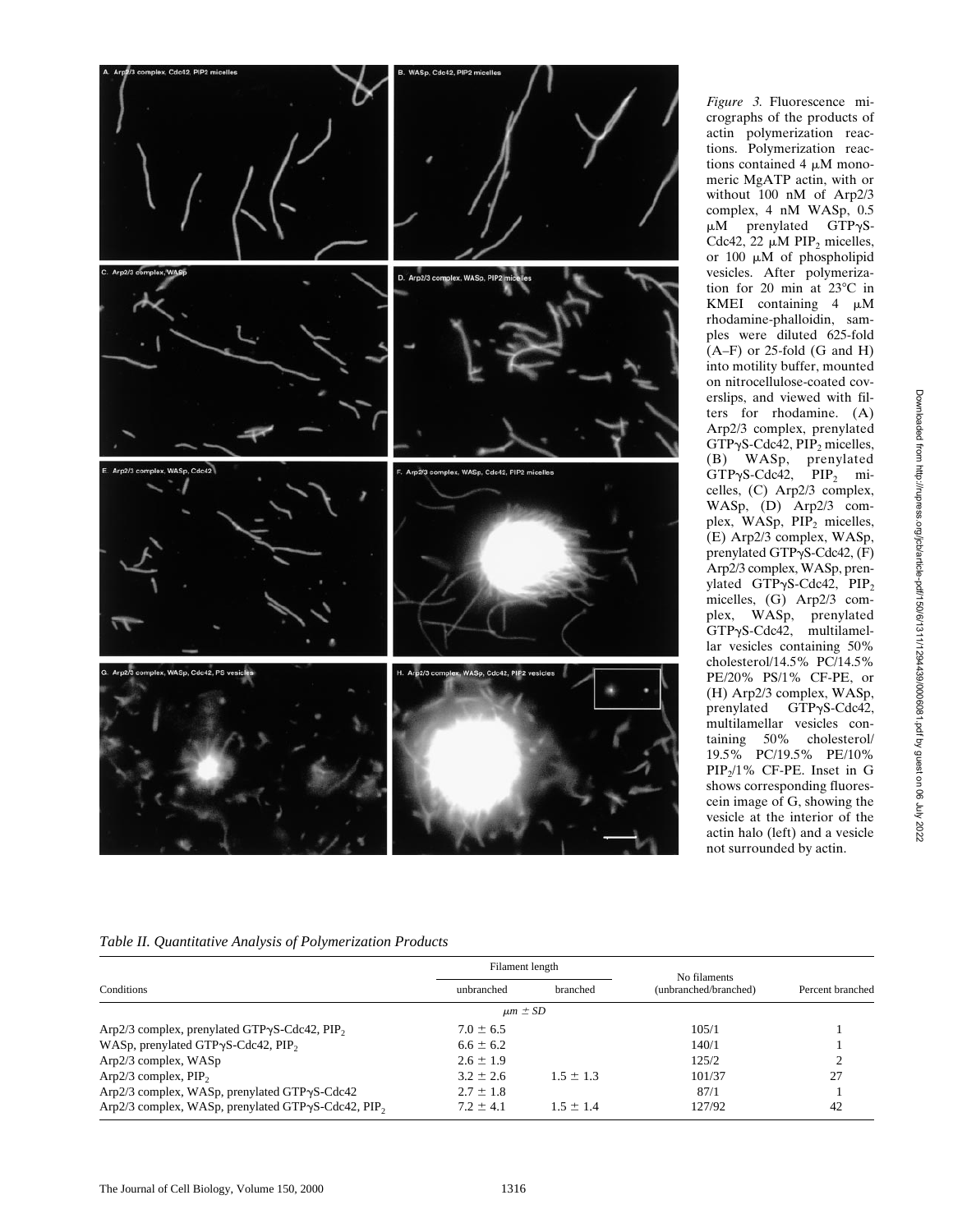*Figure 3.* Fluorescence micrographs of the products of actin polymerization reactions. Polymerization reactions contained 4 μM monomeric MgATP actin, with or without 100 nM of Arp2/3 complex, 4 nM WASp, 0.5 μM prenylated GTPγS-Cdc42, 22 μM $PIP_2$ micelles, or 100 μM of phospholipid vesicles. After polymerization for 20 min at 23°C in KMEI containing 4 μM rhodamine-phalloidin, samples were diluted 625-fold (A–F) or 25-fold (G and H) into motility buffer, mounted on nitrocellulose-coated coverslips, and viewed with filters for rhodamine. (A) Arp2/3 complex, prenylated GTPγS-Cdc42, $PIP_2$ micelles, (B) WASp, prenylated GTPγS-Cdc42, $PIP_2$ micelles, (C) Arp2/3 complex, WASp, (D) Arp2/3 complex, WASp, $PIP_2$ micelles, (E) Arp2/3 complex, WASp, prenylated GTPγS-Cdc42, (F) Arp2/3 complex, WASp, prenylated GTPγS-Cdc42, $PIP_2$ micelles, (G) Arp2/3 complex, WASp, prenylated GTPγS-Cdc42, multilamellar vesicles containing 50% cholesterol/14.5% PC/14.5% PE/20% PS/1% CF-PE, or (H) Arp2/3 complex, WASp, prenylated GTPγS-Cdc42, multilamellar vesicles containing 50% cholesterol/19.5% PC/19.5% PE/10% $PIP_2$/1% CF-PE. Inset in G shows corresponding fluorescein image of G, showing the vesicle at the interior of the actin halo (left) and a vesicle not surrounded by actin.

*Table II. Quantitative Analysis of Polymerization Products*

| Conditions | Filament length | | No filaments (unbranched/branched) | Percent branched |
|---|---|---|---|---|
| | unbranched | branched | | |
| | $\mu m \pm SD$ | | | |
| Arp2/3 complex, prenylated GTPγS-Cdc42, $PIP_2$ | 7.0 ± 6.5 | | 105/1 | 1 |
| WASp, prenylated GTPγS-Cdc42, $PIP_2$ | 6.6 ± 6.2 | | 140/1 | 1 |
| Arp2/3 complex, WASp | 2.6 ± 1.9 | | 125/2 | 2 |
| Arp2/3 complex, $PIP_2$ | 3.2 ± 2.6 | 1.5 ± 1.3 | 101/37 | 27 |
| Arp2/3 complex, WASp, prenylated GTPγS-Cdc42 | 2.7 ± 1.8 | | 87/1 | 1 |
| Arp2/3 complex, WASp, prenylated GTPγS-Cdc42, $PIP_2$ | 7.2 ± 4.1 | 1.5 ± 1.4 | 127/92 | 42 |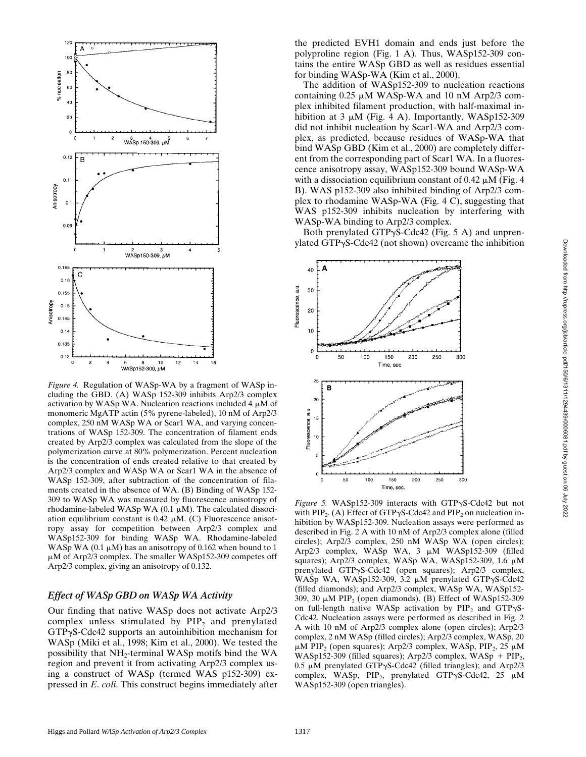*Figure 4.* Regulation of WASp-WA by a fragment of WASp including the GBD. (A) WASp 152-309 inhibits Arp2/3 complex activation by WASp WA. Nucleation reactions included 4 μM of monomeric MgATP actin (5% pyrene-labeled), 10 nM of Arp2/3 complex, 250 nM WASp WA or Scar1 WA, and varying concentrations of WASp 152-309. The concentration of filament ends created by Arp2/3 complex was calculated from the slope of the polymerization curve at 80% polymerization. Percent nucleation is the concentration of ends created relative to that created by Arp2/3 complex and WASp WA or Scar1 WA in the absence of WASp 152-309, after subtraction of the concentration of filaments created in the absence of WA. (B) Binding of WASp 152-309 to WASp WA was measured by fluorescence anisotropy of rhodamine-labeled WASp WA (0.1 μM). The calculated dissociation equilibrium constant is 0.42 μM. (C) Fluorescence anisotropy assay for competition between Arp2/3 complex and WASp152-309 for binding WASp WA. Rhodamine-labeled WASp WA (0.1 μM) has an anisotropy of 0.162 when bound to 1 μM of Arp2/3 complex. The smaller WASp152-309 competes off Arp2/3 complex, giving an anisotropy of 0.132.

### *Effect of WASp GBD on WASp WA Activity*

Our finding that native WASp does not activate Arp2/3 complex unless stimulated by $PIP_2$ and prenylated GTPγS-Cdc42 supports an autoinhibition mechanism for WASp (Miki et al., 1998; Kim et al., 2000). We tested the possibility that $NH_2$-terminal WASp motifs bind the WA region and prevent it from activating Arp2/3 complex using a construct of WASp (termed WAS p152-309) expressed in *E. coli*. This construct begins immediately after the predicted EVH1 domain and ends just before the polyproline region (Fig. 1 A). Thus, WASp152-309 contains the entire WASp GBD as well as residues essential for binding WASp-WA (Kim et al., 2000).

The addition of WASp152-309 to nucleation reactions containing 0.25 μM WASp-WA and 10 nM Arp2/3 complex inhibited filament production, with half-maximal inhibition at 3 μM (Fig. 4 A). Importantly, WASp152-309 did not inhibit nucleation by Scar1-WA and Arp2/3 complex, as predicted, because residues of WASp-WA that bind WASp GBD (Kim et al., 2000) are completely different from the corresponding part of Scar1 WA. In a fluorescence anisotropy assay, WASp152-309 bound WASp-WA with a dissociation equilibrium constant of 0.42 μM (Fig. 4 B). WAS p152-309 also inhibited binding of Arp2/3 complex to rhodamine WASp-WA (Fig. 4 C), suggesting that WAS p152-309 inhibits nucleation by interfering with WASp-WA binding to Arp2/3 complex.

Both prenylated GTPγS-Cdc42 (Fig. 5 A) and unprenylated GTPγS-Cdc42 (not shown) overcame the inhibition

*Figure 5.* WASp152-309 interacts with GTPγS-Cdc42 but not with $PIP_2$. (A) Effect of GTPγS-Cdc42 and $PIP_2$ on nucleation inhibition by WASp152-309. Nucleation assays were performed as described in Fig. 2 A with 10 nM of Arp2/3 complex alone (filled circles); Arp2/3 complex, 250 nM WASp WA (open circles); Arp2/3 complex, WASp WA, 3 μM WASp152-309 (filled squares); Arp2/3 complex, WASp WA, WASp152-309, 1.6 μM prenylated GTPγS-Cdc42 (open squares); Arp2/3 complex, WASp WA, WASp152-309, 3.2 μM prenylated GTPγS-Cdc42 (filled diamonds); and Arp2/3 complex, WASp WA, WASp152-309, 30 μM $PIP_2$ (open diamonds). (B) Effect of WASp152-309 on full-length native WASp activation by $PIP_2$ and GTPγS-Cdc42. Nucleation assays were performed as described in Fig. 2 A with 10 nM of Arp2/3 complex alone (open circles); Arp2/3 complex, 2 nM WASp (filled circles); Arp2/3 complex, WASp, 20 μM $PIP_2$ (open squares); Arp2/3 complex, WASp, $PIP_2$, 25 μM WASp152-309 (filled squares); Arp2/3 complex, WASp + $PIP_2$, 0.5 μM prenylated GTPγS-Cdc42 (filled triangles); and Arp2/3 complex, WASp, $PIP_2$, prenylated GTPγS-Cdc42, 25 μM WASp152-309 (open triangles).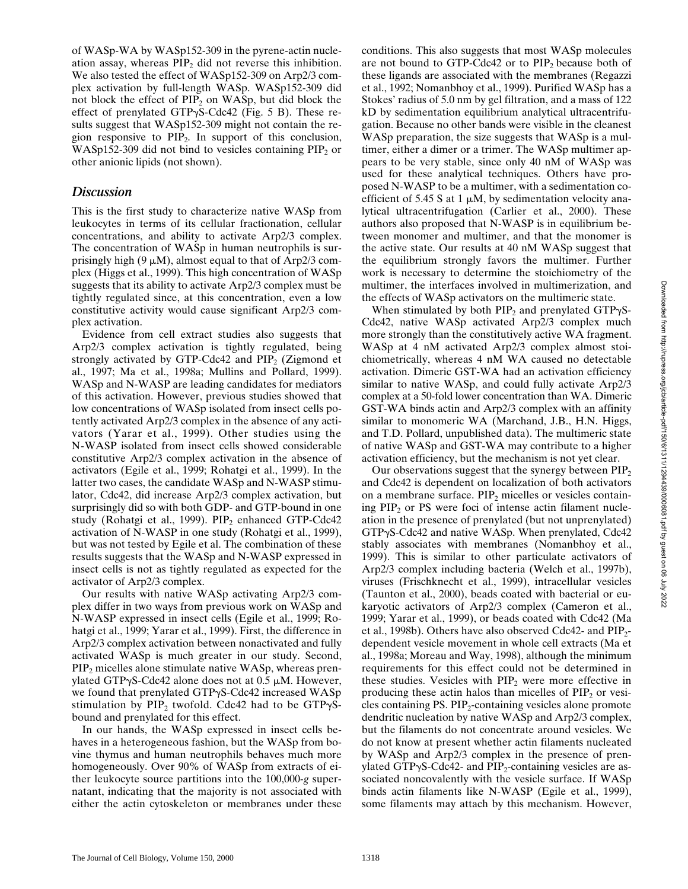of WASp-WA by WASp152-309 in the pyrene-actin nucleation assay, whereas $PIP_2$ did not reverse this inhibition. We also tested the effect of WASp152-309 on Arp2/3 complex activation by full-length WASp. WASp152-309 did not block the effect of $PIP_2$ on WASp, but did block the effect of prenylated GTPγS-Cdc42 (Fig. 5 B). These results suggest that WASp152-309 might not contain the region responsive to $PIP_2$. In support of this conclusion, WASp152-309 did not bind to vesicles containing $PIP_2$ or other anionic lipids (not shown).

## Discussion

This is the first study to characterize native WASp from leukocytes in terms of its cellular fractionation, cellular concentrations, and ability to activate Arp2/3 complex. The concentration of WASp in human neutrophils is surprisingly high (9 μM), almost equal to that of Arp2/3 complex (Higgs et al., 1999). This high concentration of WASp suggests that its ability to activate Arp2/3 complex must be tightly regulated since, at this concentration, even a low constitutive activity would cause significant Arp2/3 complex activation.

Evidence from cell extract studies also suggests that Arp2/3 complex activation is tightly regulated, being strongly activated by GTP-Cdc42 and $PIP_2$ (Zigmond et al., 1997; Ma et al., 1998a; Mullins and Pollard, 1999). WASp and N-WASP are leading candidates for mediators of this activation. However, previous studies showed that low concentrations of WASp isolated from insect cells potently activated Arp2/3 complex in the absence of any activators (Yarar et al., 1999). Other studies using the N-WASP isolated from insect cells showed considerable constitutive Arp2/3 complex activation in the absence of activators (Egile et al., 1999; Rohatgi et al., 1999). In the latter two cases, the candidate WASp and N-WASP stimulator, Cdc42, did increase Arp2/3 complex activation, but surprisingly did so with both GDP- and GTP-bound in one study (Rohatgi et al., 1999). $PIP_2$ enhanced GTP-Cdc42 activation of N-WASP in one study (Rohatgi et al., 1999), but was not tested by Egile et al. The combination of these results suggests that the WASp and N-WASP expressed in insect cells is not as tightly regulated as expected for the activator of Arp2/3 complex.

Our results with native WASp activating Arp2/3 complex differ in two ways from previous work on WASp and N-WASP expressed in insect cells (Egile et al., 1999; Rohatgi et al., 1999; Yarar et al., 1999). First, the difference in Arp2/3 complex activation between nonactivated and fully activated WASp is much greater in our study. Second, $PIP_2$ micelles alone stimulate native WASp, whereas prenylated GTPγS-Cdc42 alone does not at 0.5 μM. However, we found that prenylated GTPγS-Cdc42 increased WASp stimulation by $PIP_2$ twofold. Cdc42 had to be GTPγS-bound and prenylated for this effect.

In our hands, the WASp expressed in insect cells behaves in a heterogeneous fashion, but the WASp from bovine thymus and human neutrophils behaves much more homogeneously. Over 90% of WASp from extracts of either leukocyte source partitions into the 100,000-*g* supernatant, indicating that the majority is not associated with either the actin cytoskeleton or membranes under these conditions. This also suggests that most WASp molecules are not bound to GTP-Cdc42 or to $PIP_2$ because both of these ligands are associated with the membranes (Regazzi et al., 1992; Nomanbhoy et al., 1999). Purified WASp has a Stokes' radius of 5.0 nm by gel filtration, and a mass of 122 kD by sedimentation equilibrium analytical ultracentrifugation. Because no other bands were visible in the cleanest WASp preparation, the size suggests that WASp is a multimer, either a dimer or a trimer. The WASp multimer appears to be very stable, since only 40 nM of WASp was used for these analytical techniques. Others have proposed N-WASP to be a multimer, with a sedimentation coefficient of 5.45 S at 1 μM, by sedimentation velocity analytical ultracentrifugation (Carlier et al., 2000). These authors also proposed that N-WASP is in equilibrium between monomer and multimer, and that the monomer is the active state. Our results at 40 nM WASp suggest that the equilibrium strongly favors the multimer. Further work is necessary to determine the stoichiometry of the multimer, the interfaces involved in multimerization, and the effects of WASp activators on the multimeric state.

When stimulated by both $PIP_2$ and prenylated GTPγS-Cdc42, native WASp activated Arp2/3 complex much more strongly than the constitutively active WA fragment. WASp at 4 nM activated Arp2/3 complex almost stoichiometrically, whereas 4 nM WA caused no detectable activation. Dimeric GST-WA had an activation efficiency similar to native WASp, and could fully activate Arp2/3 complex at a 50-fold lower concentration than WA. Dimeric GST-WA binds actin and Arp2/3 complex with an affinity similar to monomeric WA (Marchand, J.B., H.N. Higgs, and T.D. Pollard, unpublished data). The multimeric state of native WASp and GST-WA may contribute to a higher activation efficiency, but the mechanism is not yet clear.

Our observations suggest that the synergy between $PIP_2$ and Cdc42 is dependent on localization of both activators on a membrane surface. $PIP_2$ micelles or vesicles containing $PIP_2$ or PS were foci of intense actin filament nucleation in the presence of prenylated (but not unprenylated) GTPγS-Cdc42 and native WASp. When prenylated, Cdc42 stably associates with membranes (Nomanbhoy et al., 1999). This is similar to other particulate activators of Arp2/3 complex including bacteria (Welch et al., 1997b), viruses (Frischknecht et al., 1999), intracellular vesicles (Taunton et al., 2000), beads coated with bacterial or eukaryotic activators of Arp2/3 complex (Cameron et al., 1999; Yarar et al., 1999), or beads coated with Cdc42 (Ma et al., 1998b). Others have also observed Cdc42- and $PIP_2$-dependent vesicle movement in whole cell extracts (Ma et al., 1998a; Moreau and Way, 1998), although the minimum requirements for this effect could not be determined in these studies. Vesicles with $PIP_2$ were more effective in producing these actin halos than micelles of $PIP_2$ or vesicles containing PS. $PIP_2$-containing vesicles alone promote dendritic nucleation by native WASp and Arp2/3 complex, but the filaments do not concentrate around vesicles. We do not know at present whether actin filaments nucleated by WASp and Arp2/3 complex in the presence of prenylated GTPγS-Cdc42- and $PIP_2$-containing vesicles are associated noncovalently with the vesicle surface. If WASp binds actin filaments like N-WASP (Egile et al., 1999), some filaments may attach by this mechanism. However,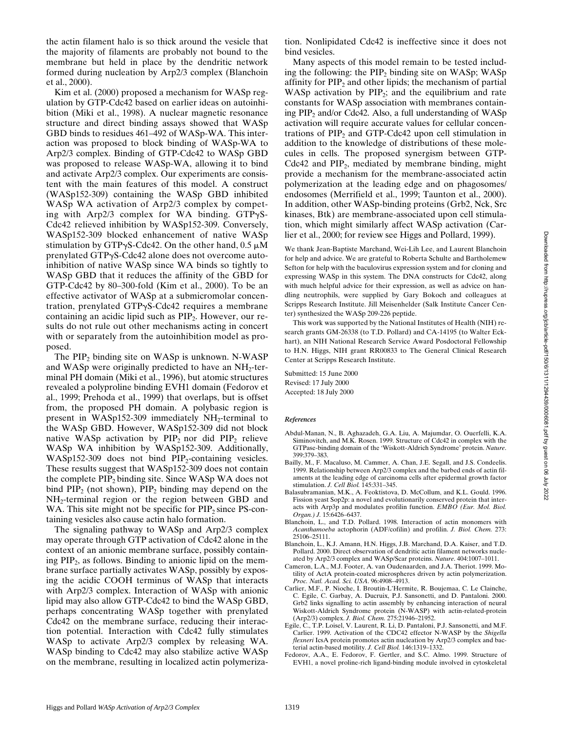the actin filament halo is so thick around the vesicle that the majority of filaments are probably not bound to the membrane but held in place by the dendritic network formed during nucleation by Arp2/3 complex (Blanchoin et al., 2000).

Kim et al. (2000) proposed a mechanism for WASp regulation by GTP-Cdc42 based on earlier ideas on autoinhibition (Miki et al., 1998). A nuclear magnetic resonance structure and direct binding assays showed that WASp GBD binds to residues 461–492 of WASp-WA. This interaction was proposed to block binding of WASp-WA to Arp2/3 complex. Binding of GTP-Cdc42 to WASp GBD was proposed to release WASp-WA, allowing it to bind and activate Arp2/3 complex. Our experiments are consistent with the main features of this model. A construct (WASp152-309) containing the WASp GBD inhibited WASp WA activation of Arp2/3 complex by competing with Arp2/3 complex for WA binding. GTPγS-Cdc42 relieved inhibition by WASp152-309. Conversely, WASp152-309 blocked enhancement of native WASp stimulation by GTPγS-Cdc42. On the other hand, 0.5 μM prenylated GTPγS-Cdc42 alone does not overcome autoinhibition of native WASp since WA binds so tightly to WASp GBD that it reduces the affinity of the GBD for GTP-Cdc42 by 80–300-fold (Kim et al., 2000). To be an effective activator of WASp at a submicromolar concentration, prenylated GTPγS-Cdc42 requires a membrane containing an acidic lipid such as $PIP_2$. However, our results do not rule out other mechanisms acting in concert with or separately from the autoinhibition model as proposed.

The $PIP_2$ binding site on WASp is unknown. N-WASP and WASp were originally predicted to have an $NH_2$-terminal PH domain (Miki et al., 1996), but atomic structures revealed a polyproline binding EVH1 domain (Fedorov et al., 1999; Prehoda et al., 1999) that overlaps, but is offset from, the proposed PH domain. A polybasic region is present in WASp152-309 immediately $NH_2$-terminal to the WASp GBD. However, WASp152-309 did not block native WASp activation by $PIP_2$ nor did $PIP_2$ relieve WASp WA inhibition by WASp152-309. Additionally, WASp152-309 does not bind $PIP_2$-containing vesicles. These results suggest that WASp152-309 does not contain the complete $PIP_2$ binding site. Since WASp WA does not bind $PIP_2$ (not shown), $PIP_2$ binding may depend on the $NH_2$-terminal region or the region between GBD and WA. This site might not be specific for $PIP_2$ since PS-containing vesicles also cause actin halo formation.

The signaling pathway to WASp and Arp2/3 complex may operate through GTP activation of Cdc42 alone in the context of an anionic membrane surface, possibly containing $PIP_2$, as follows. Binding to anionic lipid on the membrane surface partially activates WASp, possibly by exposing the acidic COOH terminus of WASp that interacts with Arp2/3 complex. Interaction of WASp with anionic lipid may also allow GTP-Cdc42 to bind the WASp GBD, perhaps concentrating WASp together with prenylated Cdc42 on the membrane surface, reducing their interaction potential. Interaction with Cdc42 fully stimulates WASp to activate Arp2/3 complex by releasing WA. WASp binding to Cdc42 may also stabilize active WASp on the membrane, resulting in localized actin polymerization. Nonlipidated Cdc42 is ineffective since it does not bind vesicles.

Many aspects of this model remain to be tested including the following: the $PIP_2$ binding site on WASp; WASp affinity for $PIP_2$ and other lipids; the mechanism of partial WASp activation by $PIP_2$; and the equilibrium and rate constants for WASp association with membranes containing $PIP_2$ and/or Cdc42. Also, a full understanding of WASp activation will require accurate values for cellular concentrations of $PIP_2$ and GTP-Cdc42 upon cell stimulation in addition to the knowledge of distributions of these molecules in cells. The proposed synergism between GTP-Cdc42 and $PIP_2$, mediated by membrane binding, might provide a mechanism for the membrane-associated actin polymerization at the leading edge and on phagosomes/endosomes (Merrifield et al., 1999; Taunton et al., 2000). In addition, other WASp-binding proteins (Grb2, Nck, Src kinases, Btk) are membrane-associated upon cell stimulation, which might similarly affect WASp activation (Carlier et al., 2000; for review see Higgs and Pollard, 1999).

We thank Jean-Baptiste Marchand, Wei-Lih Lee, and Laurent Blanchoin for help and advice. We are grateful to Roberta Schulte and Bartholemew Sefton for help with the baculovirus expression system and for cloning and expressing WASp in this system. The DNA constructs for Cdc42, along with much helpful advice for their expression, as well as advice on handling neutrophils, were supplied by Gary Bokoch and colleagues at Scripps Research Institute. Jill Meisenhelder (Salk Institute Cancer Center) synthesized the WASp 209-226 peptide.

This work was supported by the National Institutes of Health (NIH) research grants GM-26338 (to T.D. Pollard) and CA-14195 (to Walter Eckhart), an NIH National Research Service Award Posdoctoral Fellowship to H.N. Higgs, NIH grant RR00833 to The General Clinical Research Center at Scripps Research Institute.

Submitted: 15 June 2000
Revised: 17 July 2000
Accepted: 18 July 2000

### *References*

Abdul-Manan, N., B. Aghazadeh, G.A. Liu, A. Majumdar, O. Ouerfelli, K.A. Siminovitch, and M.K. Rosen. 1999. Structure of Cdc42 in complex with the GTPase-binding domain of the 'Wiskott-Aldrich Syndrome' protein. *Nature*. 399:379–383.

Bailly, M., F. Macaluso, M. Cammer, A. Chan, J.E. Segall, and J.S. Condeelis. 1999. Relationship between Arp2/3 complex and the barbed ends of actin filaments at the leading edge of carcinoma cells after epidermal growth factor stimulation. *J. Cell Biol.* 145:331–345.

Balasubramanian, M.K., A. Feoktistova, D. McCollum, and K.L. Gould. 1996. Fission yeast Sop2p: a novel and evolutionarily conserved protein that interacts with Arp3p and modulates profilin function. *EMBO (Eur. Mol. Biol. Organ.) J.* 15:6426–6437.

Blanchoin, L., and T.D. Pollard. 1998. Interaction of actin monomers with *Acanthamoeba* actophorin (ADF/cofilin) and profilin. *J. Biol. Chem.* 273: 25106–25111.

Blanchoin, L., K.J. Amann, H.N. Higgs, J.B. Marchand, D.A. Kaiser, and T.D. Pollard. 2000. Direct observation of dendritic actin filament networks nucleated by Arp2/3 complex and WASp/Scar proteins. *Nature*. 404:1007–1011.

Cameron, L.A., M.J. Footer, A. van Oudenaarden, and J.A. Theriot. 1999. Motility of ActA protein-coated microspheres driven by actin polymerization. *Proc. Natl. Acad. Sci. USA*. 96:4908–4913.

Carlier, M.F., P. Nioche, I. Broutin-L'Hermite, R. Boujemaa, C. Le Clainche, C. Egile, C. Garbay, A. Ducruix, P.J. Sansonetti, and D. Pantaloni. 2000. Grb2 links signalling to actin assembly by enhancing interaction of neural Wiskott-Aldrich Syndrome protein (N-WASP) with actin-related-protein (Arp2/3) complex. *J. Biol. Chem.* 275:21946–21952.

Egile, C., T.P. Loisel, V. Laurent, R. Li, D. Pantaloni, P.J. Sansonetti, and M.F. Carlier. 1999. Activation of the CDC42 effector N-WASP by the *Shigella flexneri* IcsA protein promotes actin nucleation by Arp2/3 complex and bacterial actin-based motility. *J. Cell Biol.* 146:1319–1332.

Fedorov, A.A., E. Fedorov, F. Gertler, and S.C. Almo. 1999. Structure of EVH1, a novel proline-rich ligand-binding module involved in cytoskeletal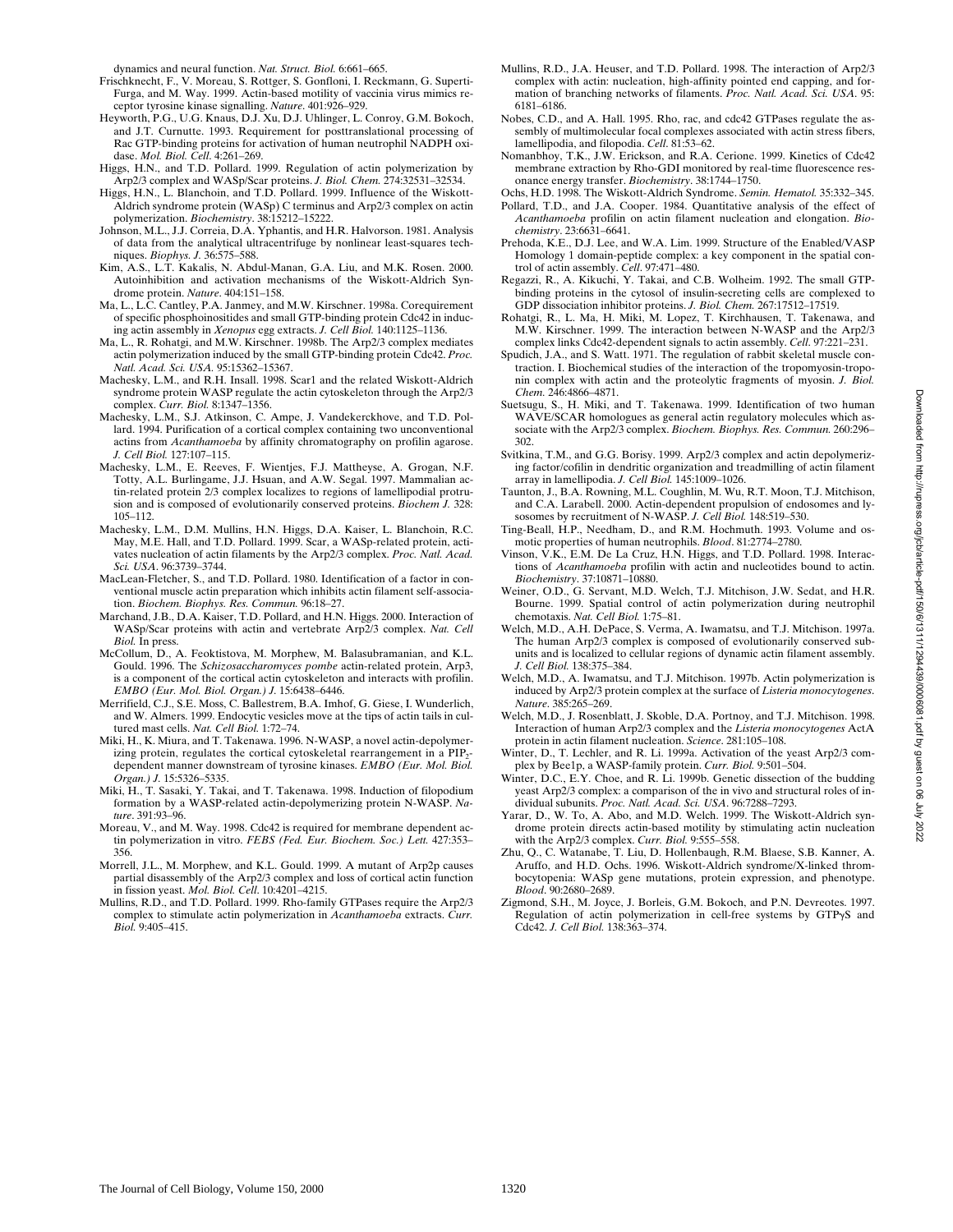dynamics and neural function. *Nat. Struct. Biol.* 6:661–665.

Frischknecht, F., V. Moreau, S. Rottger, S. Gonfloni, I. Reckmann, G. Superti-Furga, and M. Way. 1999. Actin-based motility of vaccinia virus mimics receptor tyrosine kinase signalling. *Nature*. 401:926–929.

Heyworth, P.G., U.G. Knaus, D.J. Xu, D.J. Uhlinger, L. Conroy, G.M. Bokoch, and J.T. Curnutte. 1993. Requirement for posttranslational processing of Rac GTP-binding proteins for activation of human neutrophil NADPH oxidase. *Mol. Biol. Cell*. 4:261–269.

Higgs, H.N., and T.D. Pollard. 1999. Regulation of actin polymerization by Arp2/3 complex and WASp/Scar proteins. *J. Biol. Chem.* 274:32531–32534.

Higgs, H.N., L. Blanchoin, and T.D. Pollard. 1999. Influence of the Wiskott-Aldrich syndrome protein (WASp) C terminus and Arp2/3 complex on actin polymerization. *Biochemistry*. 38:15212–15222.

Johnson, M.L., J.J. Correia, D.A. Yphantis, and H.R. Halvorson. 1981. Analysis of data from the analytical ultracentrifuge by nonlinear least-squares techniques. *Biophys. J.* 36:575–588.

Kim, A.S., L.T. Kakalis, N. Abdul-Manan, G.A. Liu, and M.K. Rosen. 2000. Autoinhibition and activation mechanisms of the Wiskott-Aldrich Syndrome protein. *Nature*. 404:151–158.

Ma, L., L.C. Cantley, P.A. Janmey, and M.W. Kirschner. 1998a. Corequirement of specific phosphoinositides and small GTP-binding protein Cdc42 in inducing actin assembly in *Xenopus* egg extracts. *J. Cell Biol.* 140:1125–1136.

Ma, L., R. Rohatgi, and M.W. Kirschner. 1998b. The Arp2/3 complex mediates actin polymerization induced by the small GTP-binding protein Cdc42. *Proc. Natl. Acad. Sci. USA*. 95:15362–15367.

Machesky, L.M., and R.H. Insall. 1998. Scar1 and the related Wiskott-Aldrich syndrome protein WASP regulate the actin cytoskeleton through the Arp2/3 complex. *Curr. Biol.* 8:1347–1356.

Machesky, L.M., S.J. Atkinson, C. Ampe, J. Vandekerckhove, and T.D. Pollard. 1994. Purification of a cortical complex containing two unconventional actins from *Acanthamoeba* by affinity chromatography on profilin agarose. *J. Cell Biol.* 127:107–115.

Machesky, L.M., E. Reeves, F. Wientjes, F.J. Mattheyse, A. Grogan, N.F. Totty, A.L. Burlingame, J.J. Hsuan, and A.W. Segal. 1997. Mammalian actin-related protein 2/3 complex localizes to regions of lamellipodial protrusion and is composed of evolutionarily conserved proteins. *Biochem J.* 328: 105–112.

Machesky, L.M., D.M. Mullins, H.N. Higgs, D.A. Kaiser, L. Blanchoin, R.C. May, M.E. Hall, and T.D. Pollard. 1999. Scar, a WASp-related protein, activates nucleation of actin filaments by the Arp2/3 complex. *Proc. Natl. Acad. Sci. USA*. 96:3739–3744.

MacLean-Fletcher, S., and T.D. Pollard. 1980. Identification of a factor in conventional muscle actin preparation which inhibits actin filament self-association. *Biochem. Biophys. Res. Commun.* 96:18–27.

Marchand, J.B., D.A. Kaiser, T.D. Pollard, and H.N. Higgs. 2000. Interaction of WASp/Scar proteins with actin and vertebrate Arp2/3 complex. *Nat. Cell Biol.* In press.

McCollum, D., A. Feoktistova, M. Morphew, M. Balasubramanian, and K.L. Gould. 1996. The *Schizosaccharomyces pombe* actin-related protein, Arp3, is a component of the cortical actin cytoskeleton and interacts with profilin. *EMBO (Eur. Mol. Biol. Organ.) J.* 15:6438–6446.

Merrifield, C.J., S.E. Moss, C. Ballestrem, B.A. Imhof, G. Giese, I. Wunderlich, and W. Almers. 1999. Endocytic vesicles move at the tips of actin tails in cultured mast cells. *Nat. Cell Biol.* 1:72–74.

Miki, H., K. Miura, and T. Takenawa. 1996. N-WASP, a novel actin-depolymerizing protein, regulates the cortical cytoskeletal rearrangement in a $PIP_2$-dependent manner downstream of tyrosine kinases. *EMBO (Eur. Mol. Biol. Organ.) J.* 15:5326–5335.

Miki, H., T. Sasaki, Y. Takai, and T. Takenawa. 1998. Induction of filopodium formation by a WASP-related actin-depolymerizing protein N-WASP. *Nature*. 391:93–96.

Moreau, V., and M. Way. 1998. Cdc42 is required for membrane dependent actin polymerization in vitro. *FEBS (Fed. Eur. Biochem. Soc.) Lett.* 427:353–356.

Morrell, J.L., M. Morphew, and K.L. Gould. 1999. A mutant of Arp2p causes partial disassembly of the Arp2/3 complex and loss of cortical actin function in fission yeast. *Mol. Biol. Cell*. 10:4201–4215.

Mullins, R.D., and T.D. Pollard. 1999. Rho-family GTPases require the Arp2/3 complex to stimulate actin polymerization in *Acanthamoeba* extracts. *Curr. Biol.* 9:405–415.

Mullins, R.D., J.A. Heuser, and T.D. Pollard. 1998. The interaction of Arp2/3 complex with actin: nucleation, high-affinity pointed end capping, and formation of branching networks of filaments. *Proc. Natl. Acad. Sci. USA*. 95: 6181–6186.

Nobes, C.D., and A. Hall. 1995. Rho, rac, and cdc42 GTPases regulate the assembly of multimolecular focal complexes associated with actin stress fibers, lamellipodia, and filopodia. *Cell*. 81:53–62.

Nomanbhoy, T.K., J.W. Erickson, and R.A. Cerione. 1999. Kinetics of Cdc42 membrane extraction by Rho-GDI monitored by real-time fluorescence resonance energy transfer. *Biochemistry*. 38:1744–1750.

Ochs, H.D. 1998. The Wiskott-Aldrich Syndrome. *Semin. Hematol.* 35:332–345.

Pollard, T.D., and J.A. Cooper. 1984. Quantitative analysis of the effect of *Acanthamoeba* profilin on actin filament nucleation and elongation. *Biochemistry*. 23:6631–6641.

Prehoda, K.E., D.J. Lee, and W.A. Lim. 1999. Structure of the Enabled/VASP Homology 1 domain-peptide complex: a key component in the spatial control of actin assembly. *Cell*. 97:471–480.

Regazzi, R., A. Kikuchi, Y. Takai, and C.B. Wolheim. 1992. The small GTP-binding proteins in the cytosol of insulin-secreting cells are complexed to GDP dissociation inhibitor proteins. *J. Biol. Chem.* 267:17512–17519.

Rohatgi, R., L. Ma, H. Miki, M. Lopez, T. Kirchhausen, T. Takenawa, and M.W. Kirschner. 1999. The interaction between N-WASP and the Arp2/3 complex links Cdc42-dependent signals to actin assembly. *Cell*. 97:221–231.

Spudich, J.A., and S. Watt. 1971. The regulation of rabbit skeletal muscle contraction. I. Biochemical studies of the interaction of the tropomyosin-troponin complex with actin and the proteolytic fragments of myosin. *J. Biol. Chem.* 246:4866–4871.

Suetsugu, S., H. Miki, and T. Takenawa. 1999. Identification of two human WAVE/SCAR homologues as general actin regulatory molecules which associate with the Arp2/3 complex. *Biochem. Biophys. Res. Commun.* 260:296–302.

Svitkina, T.M., and G.G. Borisy. 1999. Arp2/3 complex and actin depolymerizing factor/cofilin in dendritic organization and treadmilling of actin filament array in lamellipodia. *J. Cell Biol.* 145:1009–1026.

Taunton, J., B.A. Rowning, M.L. Coughlin, M. Wu, R.T. Moon, T.J. Mitchison, and C.A. Larabell. 2000. Actin-dependent propulsion of endosomes and lysosomes by recruitment of N-WASP. *J. Cell Biol.* 148:519–530.

Ting-Beall, H.P., Needham, D., and R.M. Hochmuth. 1993. Volume and osmotic properties of human neutrophils. *Blood*. 81:2774–2780.

Vinson, V.K., E.M. De La Cruz, H.N. Higgs, and T.D. Pollard. 1998. Interactions of *Acanthamoeba* profilin with actin and nucleotides bound to actin. *Biochemistry*. 37:10871–10880.

Weiner, O.D., G. Servant, M.D. Welch, T.J. Mitchison, J.W. Sedat, and H.R. Bourne. 1999. Spatial control of actin polymerization during neutrophil chemotaxis. *Nat. Cell Biol.* 1:75–81.

Welch, M.D., A.H. DePace, S. Verma, A. Iwamatsu, and T.J. Mitchison. 1997a. The human Arp2/3 complex is composed of evolutionarily conserved subunits and is localized to cellular regions of dynamic actin filament assembly. *J. Cell Biol.* 138:375–384.

Welch, M.D., A. Iwamatsu, and T.J. Mitchison. 1997b. Actin polymerization is induced by Arp2/3 protein complex at the surface of *Listeria monocytogenes*. *Nature*. 385:265–269.

Welch, M.D., J. Rosenblatt, J. Skoble, D.A. Portnoy, and T.J. Mitchison. 1998. Interaction of human Arp2/3 complex and the *Listeria monocytogenes* ActA protein in actin filament nucleation. *Science*. 281:105–108.

Winter, D., T. Lechler, and R. Li. 1999a. Activation of the yeast Arp2/3 complex by Bee1p, a WASP-family protein. *Curr. Biol.* 9:501–504.

Winter, D.C., E.Y. Choe, and R. Li. 1999b. Genetic dissection of the budding yeast Arp2/3 complex: a comparison of the in vivo and structural roles of individual subunits. *Proc. Natl. Acad. Sci. USA*. 96:7288–7293.

Yarar, D., W. To, A. Abo, and M.D. Welch. 1999. The Wiskott-Aldrich syndrome protein directs actin-based motility by stimulating actin nucleation with the Arp2/3 complex. *Curr. Biol.* 9:555–558.

Zhu, Q., C. Watanabe, T. Liu, D. Hollenbaugh, R.M. Blaese, S.B. Kanner, A. Aruffo, and H.D. Ochs. 1996. Wiskott-Aldrich syndrome/X-linked thrombocytopenia: WASp gene mutations, protein expression, and phenotype. *Blood*. 90:2680–2689.

Zigmond, S.H., M. Joyce, J. Borleis, G.M. Bokoch, and P.N. Devreotes. 1997. Regulation of actin polymerization in cell-free systems by GTPγS and Cdc42. *J. Cell Biol.* 138:363–374.